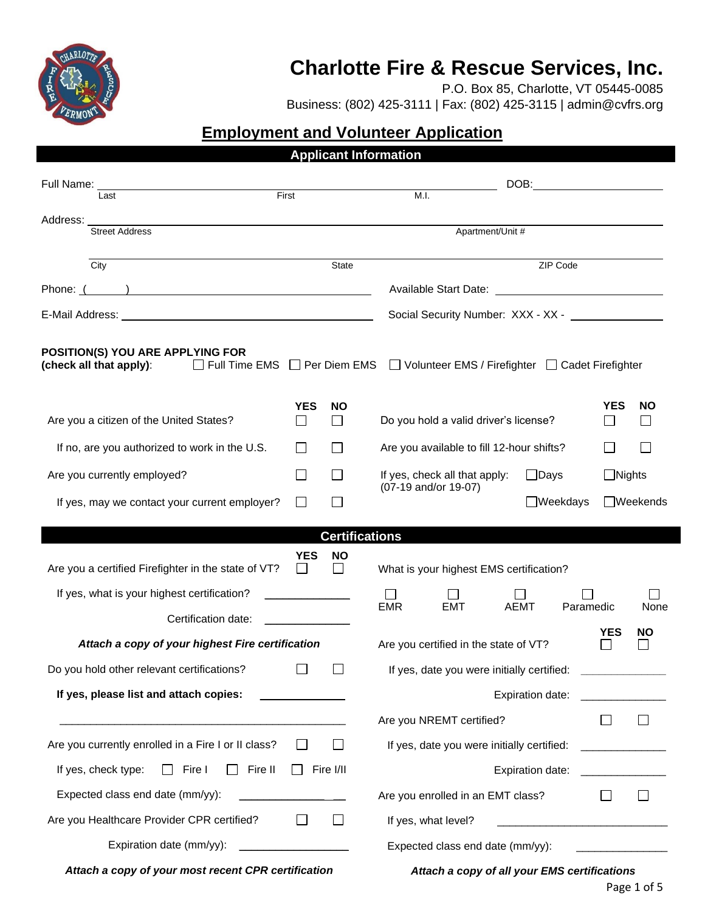# Charlotte Fire & Rescue Services, Inc.

P.O. Box 85, Charlotte, VT 05445-0085
Business: (802) 425-3111 | Fax: (802) 425-3115 | admin@cvfrs.org

## Employment and Volunteer Application

### Applicant Information

Full Name: ______________________________________________ DOB: ______________
Last First M.I.

Address: ______________________________________________
Street Address Apartment/Unit #

______________________________________________
City State ZIP Code

Phone: ( ) ______________________ Available Start Date: ______________________

E-Mail Address: ______________________ Social Security Number: XXX - XX - __________

**POSITION(S) YOU ARE APPLYING FOR**
**(check all that apply)**: ☐ Full Time EMS ☐ Per Diem EMS ☐ Volunteer EMS / Firefighter ☐ Cadet Firefighter

| | YES | NO |
|---|---|---|
| Are you a citizen of the United States? | ☐ | ☐ |
| If no, are you authorized to work in the U.S. | ☐ | ☐ |
| Are you currently employed? | ☐ | ☐ |
| If yes, may we contact your current employer? | ☐ | ☐ |

| | YES | NO |
|---|---|---|
| Do you hold a valid driver's license? | ☐ | ☐ |
| Are you available to fill 12-hour shifts? | ☐ | ☐ |

If yes, check all that apply: (07-19 and/or 19-07) ☐ Days ☐ Nights ☐ Weekdays ☐ Weekends

### Certifications

| | YES | NO |
|---|---|---|
| Are you a certified Firefighter in the state of VT? | ☐ | ☐ |

If yes, what is your highest certification? ______________

Certification date: ______________

***Attach a copy of your highest Fire certification***

| | YES | NO |
|---|---|---|
| Do you hold other relevant certifications? | ☐ | ☐ |

**If yes, please list and attach copies:** ______________

______________________________________________

| | YES | NO |
|---|---|---|
| Are you currently enrolled in a Fire I or II class? | ☐ | ☐ |

If yes, check type: ☐ Fire I ☐ Fire II ☐ Fire I/II

Expected class end date (mm/yy): ______________

| | YES | NO |
|---|---|---|
| Are you Healthcare Provider CPR certified? | ☐ | ☐ |

Expiration date (mm/yy): ______________

***Attach a copy of your most recent CPR certification***

What is your highest EMS certification?

☐ EMR ☐ EMT ☐ AEMT ☐ Paramedic ☐ None

| | YES | NO |
|---|---|---|
| Are you certified in the state of VT? | ☐ | ☐ |

If yes, date you were initially certified: ______________

Expiration date: ______________

| | YES | NO |
|---|---|---|
| Are you NREMT certified? | ☐ | ☐ |

If yes, date you were initially certified: ______________

Expiration date: ______________

| | YES | NO |
|---|---|---|
| Are you enrolled in an EMT class? | ☐ | ☐ |

If yes, what level? ______________

Expected class end date (mm/yy): ______________

***Attach a copy of all your EMS certifications***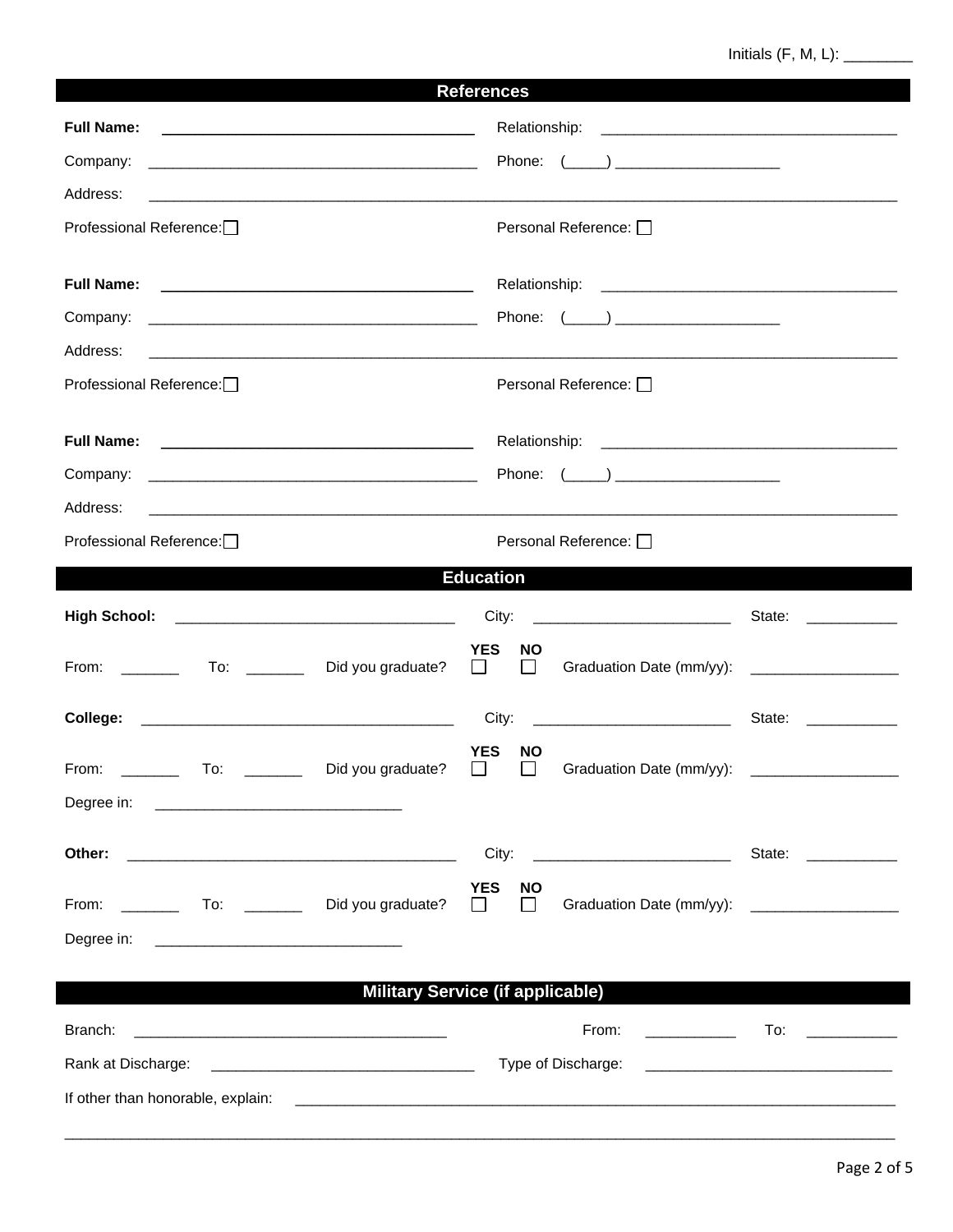Initials (F, M, L): ________

## References

**Full Name:** ____________________________________ Relationship: ____________________________________

Company: ________________________________________ Phone: (_____) ____________________

Address: ________________________________________________________________________________________

Professional Reference: ☐ Personal Reference: ☐

**Full Name:** ____________________________________ Relationship: ____________________________________

Company: ________________________________________ Phone: (_____) ____________________

Address: ________________________________________________________________________________________

Professional Reference: ☐ Personal Reference: ☐

**Full Name:** ____________________________________ Relationship: ____________________________________

Company: ________________________________________ Phone: (_____) ____________________

Address: ________________________________________________________________________________________

Professional Reference: ☐ Personal Reference: ☐

## Education

**High School:** __________________________________ City: ________________________ State: ___________

From: _______ To: _______ Did you graduate? **YES** ☐ **NO** ☐ Graduation Date (mm/yy): __________________

**College:** ______________________________________ City: ________________________ State: ___________

From: _______ To: _______ Did you graduate? **YES** ☐ **NO** ☐ Graduation Date (mm/yy): __________________

Degree in: ______________________________

**Other:** ________________________________________ City: ________________________ State: ___________

From: _______ To: _______ Did you graduate? **YES** ☐ **NO** ☐ Graduation Date (mm/yy): __________________

Degree in: ______________________________

## Military Service (if applicable)

Branch: ______________________________________ From: ___________ To: ___________

Rank at Discharge: ________________________________ Type of Discharge: ______________________________

If other than honorable, explain: ____________________________________________________________________________

______________________________________________________________________________________________________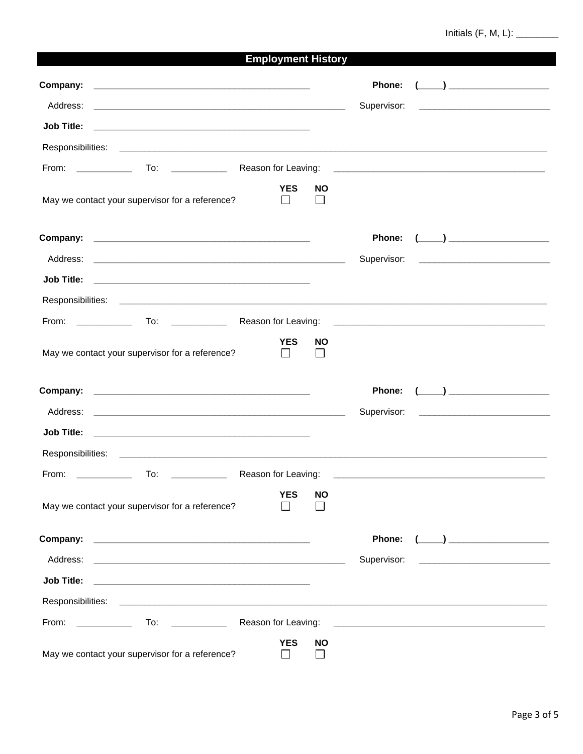Initials (F, M, L): ________

## Employment History

**Company:** ____________________________________________ **Phone:** (_____) ____________________

Address: ____________________________________________________ Supervisor: ___________________________

**Job Title:** ____________________________________________

Responsibilities: ______________________________________________________________________________________

From: ___________ To: ___________ Reason for Leaving: ____________________________________________

May we contact your supervisor for a reference? **YES** ☐ **NO** ☐

**Company:** ____________________________________________ **Phone:** (_____) ____________________

Address: ____________________________________________________ Supervisor: ___________________________

**Job Title:** ____________________________________________

Responsibilities: ______________________________________________________________________________________

From: ___________ To: ___________ Reason for Leaving: ____________________________________________

May we contact your supervisor for a reference? **YES** ☐ **NO** ☐

**Company:** ____________________________________________ **Phone:** (_____) ____________________

Address: ____________________________________________________ Supervisor: ___________________________

**Job Title:** ____________________________________________

Responsibilities: ______________________________________________________________________________________

From: ___________ To: ___________ Reason for Leaving: ____________________________________________

May we contact your supervisor for a reference? **YES** ☐ **NO** ☐

**Company:** ____________________________________________ **Phone:** (_____) ____________________

Address: ____________________________________________________ Supervisor: ___________________________

**Job Title:** ____________________________________________

Responsibilities: ______________________________________________________________________________________

From: ___________ To: ___________ Reason for Leaving: ____________________________________________

May we contact your supervisor for a reference? **YES** ☐ **NO** ☐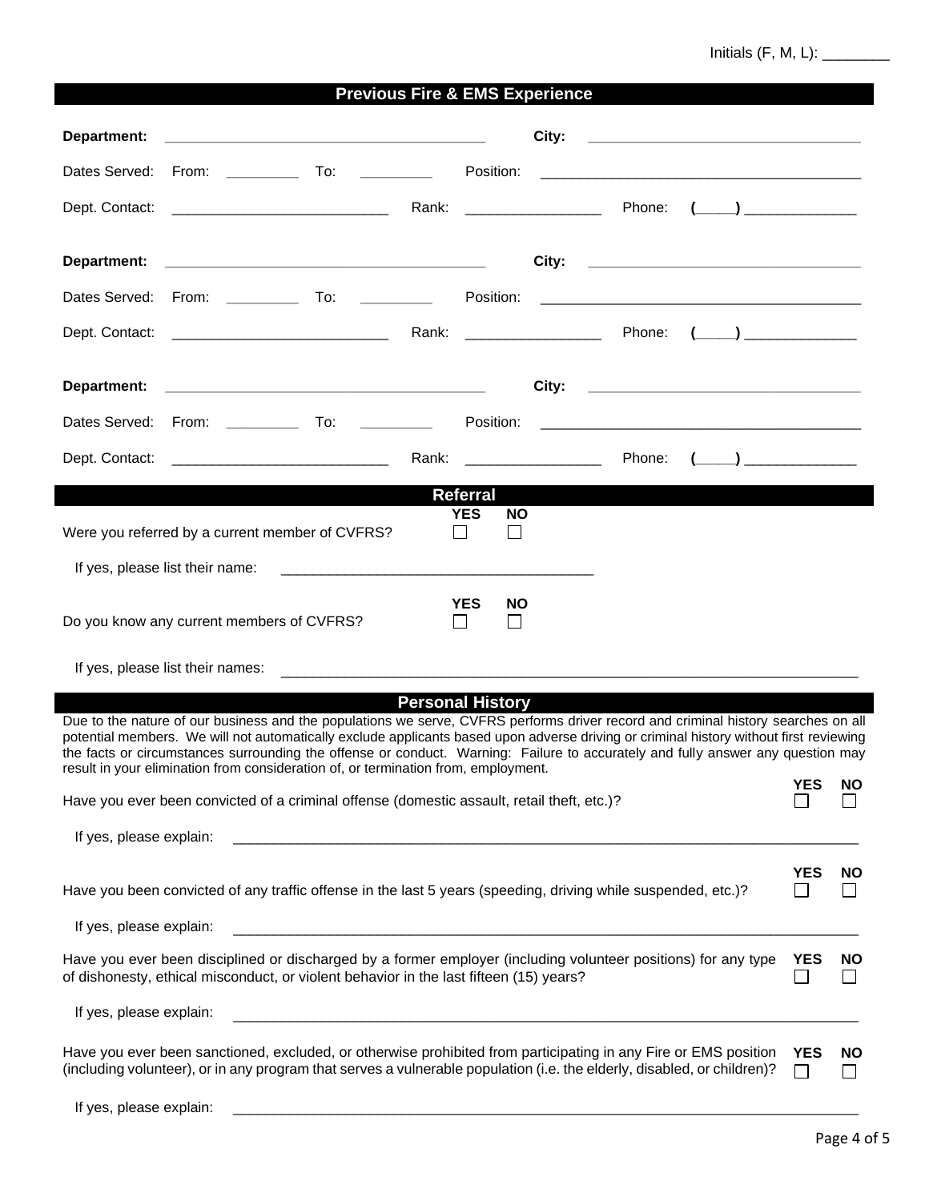Initials (F, M, L): ________

## Previous Fire & EMS Experience

**Department:** ________________________________________ **City:** ________________________________

Dates Served: From: _________ To: _________ Position: ________________________________________

Dept. Contact: ___________________________ Rank: _________________ Phone: **(_____)** ______________

**Department:** ________________________________________ **City:** ________________________________

Dates Served: From: _________ To: _________ Position: ________________________________________

Dept. Contact: ___________________________ Rank: _________________ Phone: **(_____)** ______________

**Department:** ________________________________________ **City:** ________________________________

Dates Served: From: _________ To: _________ Position: ________________________________________

Dept. Contact: ___________________________ Rank: _________________ Phone: **(_____)** ______________

## Referral

| | **YES** | **NO** |
|---|---|---|
| Were you referred by a current member of CVFRS? | ☐ | ☐ |

If yes, please list their name: _______________________________________

| | **YES** | **NO** |
|---|---|---|
| Do you know any current members of CVFRS? | ☐ | ☐ |

If yes, please list their names: ________________________________________________________________________

## Personal History

Due to the nature of our business and the populations we serve, CVFRS performs driver record and criminal history searches on all potential members. We will not automatically exclude applicants based upon adverse driving or criminal history without first reviewing the facts or circumstances surrounding the offense or conduct. Warning: Failure to accurately and fully answer any question may result in your elimination from consideration of, or termination from, employment.

| | **YES** | **NO** |
|---|---|---|
| Have you ever been convicted of a criminal offense (domestic assault, retail theft, etc.)? | ☐ | ☐ |

If yes, please explain: ________________________________________________________________________________

| | **YES** | **NO** |
|---|---|---|
| Have you been convicted of any traffic offense in the last 5 years (speeding, driving while suspended, etc.)? | ☐ | ☐ |

If yes, please explain: ________________________________________________________________________________

| | **YES** | **NO** |
|---|---|---|
| Have you ever been disciplined or discharged by a former employer (including volunteer positions) for any type of dishonesty, ethical misconduct, or violent behavior in the last fifteen (15) years? | ☐ | ☐ |

If yes, please explain: ________________________________________________________________________________

| | **YES** | **NO** |
|---|---|---|
| Have you ever been sanctioned, excluded, or otherwise prohibited from participating in any Fire or EMS position (including volunteer), or in any program that serves a vulnerable population (i.e. the elderly, disabled, or children)? | ☐ | ☐ |

If yes, please explain: ________________________________________________________________________________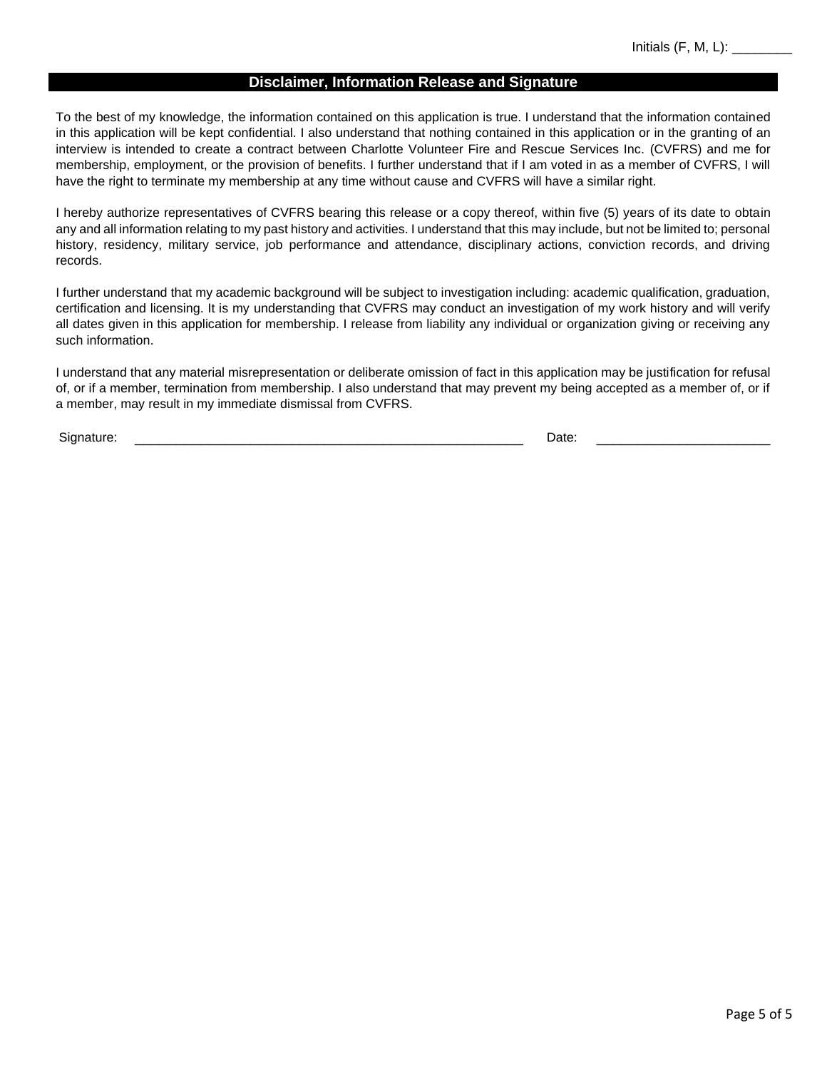Initials (F, M, L): ________

## Disclaimer, Information Release and Signature

To the best of my knowledge, the information contained on this application is true. I understand that the information contained in this application will be kept confidential. I also understand that nothing contained in this application or in the granting of an interview is intended to create a contract between Charlotte Volunteer Fire and Rescue Services Inc. (CVFRS) and me for membership, employment, or the provision of benefits. I further understand that if I am voted in as a member of CVFRS, I will have the right to terminate my membership at any time without cause and CVFRS will have a similar right.

I hereby authorize representatives of CVFRS bearing this release or a copy thereof, within five (5) years of its date to obtain any and all information relating to my past history and activities. I understand that this may include, but not be limited to; personal history, residency, military service, job performance and attendance, disciplinary actions, conviction records, and driving records.

I further understand that my academic background will be subject to investigation including: academic qualification, graduation, certification and licensing. It is my understanding that CVFRS may conduct an investigation of my work history and will verify all dates given in this application for membership. I release from liability any individual or organization giving or receiving any such information.

I understand that any material misrepresentation or deliberate omission of fact in this application may be justification for refusal of, or if a member, termination from membership. I also understand that may prevent my being accepted as a member of, or if a member, may result in my immediate dismissal from CVFRS.

Signature: ______________________________________________ Date: ____________________